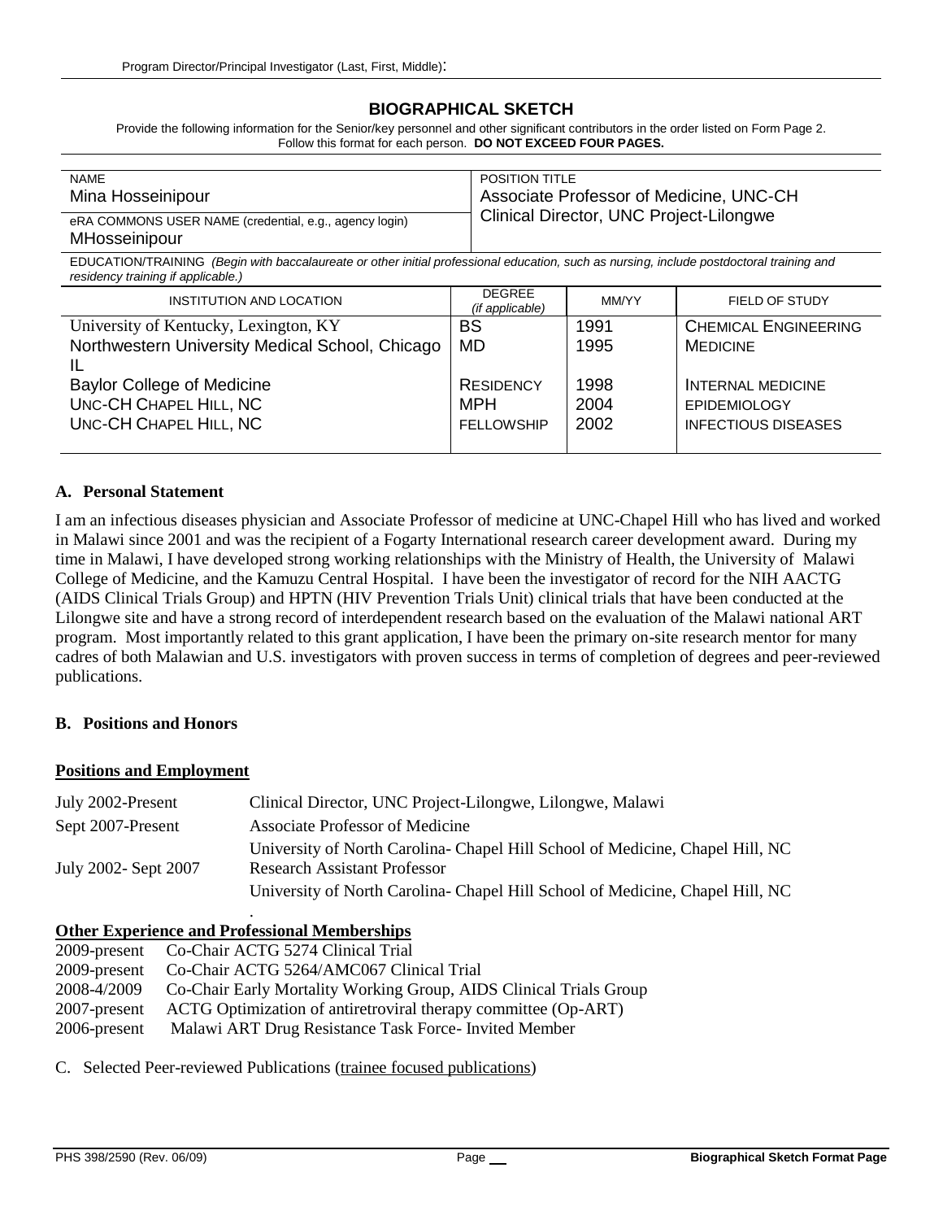Program Director/Principal Investigator (Last, First, Middle):

## BIOGRAPHICAL SKETCH

Provide the following information for the Senior/key personnel and other significant contributors in the order listed on Form Page 2.
Follow this format for each person. **DO NOT EXCEED FOUR PAGES.**

| NAME | POSITION TITLE |
|---|---|
| Mina Hosseinipour | Associate Professor of Medicine, UNC-CH<br>Clinical Director, UNC Project-Lilongwe |
| eRA COMMONS USER NAME (credential, e.g., agency login)<br>MHosseinipour | |

EDUCATION/TRAINING *(Begin with baccalaureate or other initial professional education, such as nursing, include postdoctoral training and residency training if applicable.)*

| INSTITUTION AND LOCATION | DEGREE *(if applicable)* | MM/YY | FIELD OF STUDY |
|---|---|---|---|
| University of Kentucky, Lexington, KY | BS | 1991 | Chemical Engineering |
| Northwestern University Medical School, Chicago IL | MD | 1995 | Medicine |
| Baylor College of Medicine | Residency | 1998 | Internal Medicine |
| UNC-CH Chapel Hill, NC | MPH | 2004 | Epidemiology |
| UNC-CH Chapel Hill, NC | Fellowship | 2002 | Infectious Diseases |

### A. Personal Statement

I am an infectious diseases physician and Associate Professor of medicine at UNC-Chapel Hill who has lived and worked in Malawi since 2001 and was the recipient of a Fogarty International research career development award. During my time in Malawi, I have developed strong working relationships with the Ministry of Health, the University of Malawi College of Medicine, and the Kamuzu Central Hospital. I have been the investigator of record for the NIH AACTG (AIDS Clinical Trials Group) and HPTN (HIV Prevention Trials Unit) clinical trials that have been conducted at the Lilongwe site and have a strong record of interdependent research based on the evaluation of the Malawi national ART program. Most importantly related to this grant application, I have been the primary on-site research mentor for many cadres of both Malawian and U.S. investigators with proven success in terms of completion of degrees and peer-reviewed publications.

### B. Positions and Honors

**Positions and Employment**

| | |
|---|---|
| July 2002-Present | Clinical Director, UNC Project-Lilongwe, Lilongwe, Malawi |
| Sept 2007-Present | Associate Professor of Medicine<br>University of North Carolina- Chapel Hill School of Medicine, Chapel Hill, NC |
| July 2002- Sept 2007 | Research Assistant Professor<br>University of North Carolina- Chapel Hill School of Medicine, Chapel Hill, NC |

**Other Experience and Professional Memberships**

| | |
|---|---|
| 2009-present | Co-Chair ACTG 5274 Clinical Trial |
| 2009-present | Co-Chair ACTG 5264/AMC067 Clinical Trial |
| 2008-4/2009 | Co-Chair Early Mortality Working Group, AIDS Clinical Trials Group |
| 2007-present | ACTG Optimization of antiretroviral therapy committee (Op-ART) |
| 2006-present | Malawi ART Drug Resistance Task Force- Invited Member |

C. Selected Peer-reviewed Publications (trainee focused publications)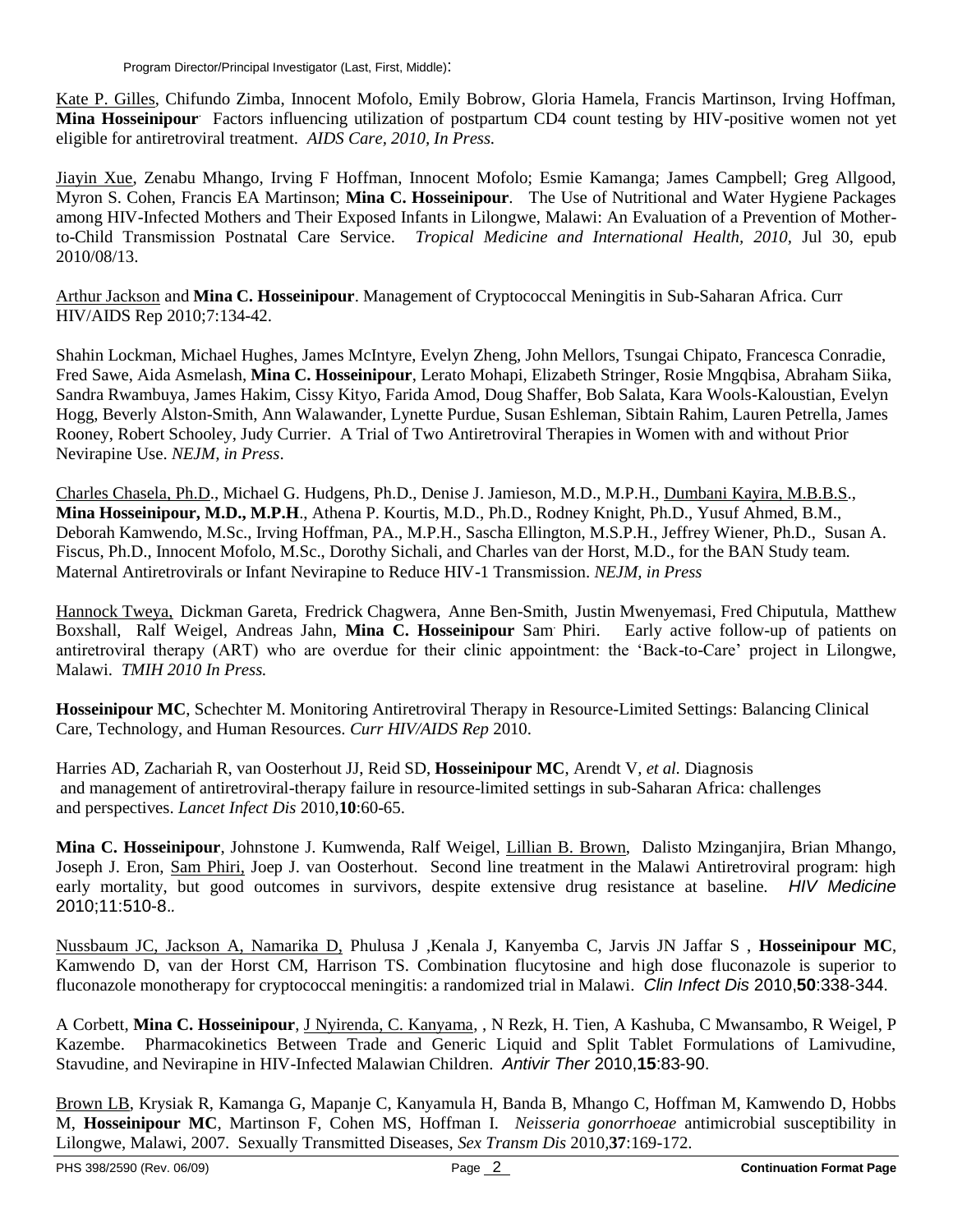Kate P. Gilles, Chifundo Zimba, Innocent Mofolo, Emily Bobrow, Gloria Hamela, Francis Martinson, Irving Hoffman, **Mina Hosseinipour**. Factors influencing utilization of postpartum CD4 count testing by HIV-positive women not yet eligible for antiretroviral treatment. *AIDS Care, 2010, In Press.*

Jiayin Xue, Zenabu Mhango, Irving F Hoffman, Innocent Mofolo; Esmie Kamanga; James Campbell; Greg Allgood, Myron S. Cohen, Francis EA Martinson; **Mina C. Hosseinipour**. The Use of Nutritional and Water Hygiene Packages among HIV-Infected Mothers and Their Exposed Infants in Lilongwe, Malawi: An Evaluation of a Prevention of Mother-to-Child Transmission Postnatal Care Service. *Tropical Medicine and International Health, 2010,* Jul 30, epub 2010/08/13.

Arthur Jackson and **Mina C. Hosseinipour**. Management of Cryptococcal Meningitis in Sub-Saharan Africa. Curr HIV/AIDS Rep 2010;7:134-42.

Shahin Lockman, Michael Hughes, James McIntyre, Evelyn Zheng, John Mellors, Tsungai Chipato, Francesca Conradie, Fred Sawe, Aida Asmelash, **Mina C. Hosseinipour**, Lerato Mohapi, Elizabeth Stringer, Rosie Mngqbisa, Abraham Siika, Sandra Rwambuya, James Hakim, Cissy Kityo, Farida Amod, Doug Shaffer, Bob Salata, Kara Wools-Kaloustian, Evelyn Hogg, Beverly Alston-Smith, Ann Walawander, Lynette Purdue, Susan Eshleman, Sibtain Rahim, Lauren Petrella, James Rooney, Robert Schooley, Judy Currier. A Trial of Two Antiretroviral Therapies in Women with and without Prior Nevirapine Use. *NEJM, in Press*.

Charles Chasela, Ph.D., Michael G. Hudgens, Ph.D., Denise J. Jamieson, M.D., M.P.H., Dumbani Kayira, M.B.B.S., **Mina Hosseinipour, M.D., M.P.H**., Athena P. Kourtis, M.D., Ph.D., Rodney Knight, Ph.D., Yusuf Ahmed, B.M., Deborah Kamwendo, M.Sc., Irving Hoffman, PA., M.P.H., Sascha Ellington, M.S.P.H., Jeffrey Wiener, Ph.D., Susan A. Fiscus, Ph.D., Innocent Mofolo, M.Sc., Dorothy Sichali, and Charles van der Horst, M.D., for the BAN Study team. Maternal Antiretrovirals or Infant Nevirapine to Reduce HIV-1 Transmission. *NEJM, in Press*

Hannock Tweya, Dickman Gareta, Fredrick Chagwera, Anne Ben-Smith, Justin Mwenyemasi, Fred Chiputula, Matthew Boxshall, Ralf Weigel, Andreas Jahn, **Mina C. Hosseinipour** Sam Phiri. Early active follow-up of patients on antiretroviral therapy (ART) who are overdue for their clinic appointment: the 'Back-to-Care' project in Lilongwe, Malawi. *TMIH 2010 In Press.*

**Hosseinipour MC**, Schechter M. Monitoring Antiretroviral Therapy in Resource-Limited Settings: Balancing Clinical Care, Technology, and Human Resources. *Curr HIV/AIDS Rep* 2010.

Harries AD, Zachariah R, van Oosterhout JJ, Reid SD, **Hosseinipour MC**, Arendt V, *et al.* Diagnosis and management of antiretroviral-therapy failure in resource-limited settings in sub-Saharan Africa: challenges and perspectives. *Lancet Infect Dis* 2010,**10**:60-65.

**Mina C. Hosseinipour**, Johnstone J. Kumwenda, Ralf Weigel, Lillian B. Brown, Dalisto Mzinganjira, Brian Mhango, Joseph J. Eron, Sam Phiri, Joep J. van Oosterhout. Second line treatment in the Malawi Antiretroviral program: high early mortality, but good outcomes in survivors, despite extensive drug resistance at baseline. *HIV Medicine* 2010;11:510-8..

Nussbaum JC, Jackson A, Namarika D, Phulusa J ,Kenala J, Kanyemba C, Jarvis JN Jaffar S , **Hosseinipour MC**, Kamwendo D, van der Horst CM, Harrison TS. Combination flucytosine and high dose fluconazole is superior to fluconazole monotherapy for cryptococcal meningitis: a randomized trial in Malawi. *Clin Infect Dis* 2010,**50**:338-344.

A Corbett, **Mina C. Hosseinipour**, J Nyirenda, C. Kanyama, , N Rezk, H. Tien, A Kashuba, C Mwansambo, R Weigel, P Kazembe. Pharmacokinetics Between Trade and Generic Liquid and Split Tablet Formulations of Lamivudine, Stavudine, and Nevirapine in HIV-Infected Malawian Children. *Antivir Ther* 2010,**15**:83-90.

Brown LB, Krysiak R, Kamanga G, Mapanje C, Kanyamula H, Banda B, Mhango C, Hoffman M, Kamwendo D, Hobbs M, **Hosseinipour MC**, Martinson F, Cohen MS, Hoffman I. *Neisseria gonorrhoeae* antimicrobial susceptibility in Lilongwe, Malawi, 2007. Sexually Transmitted Diseases, *Sex Transm Dis* 2010,**37**:169-172.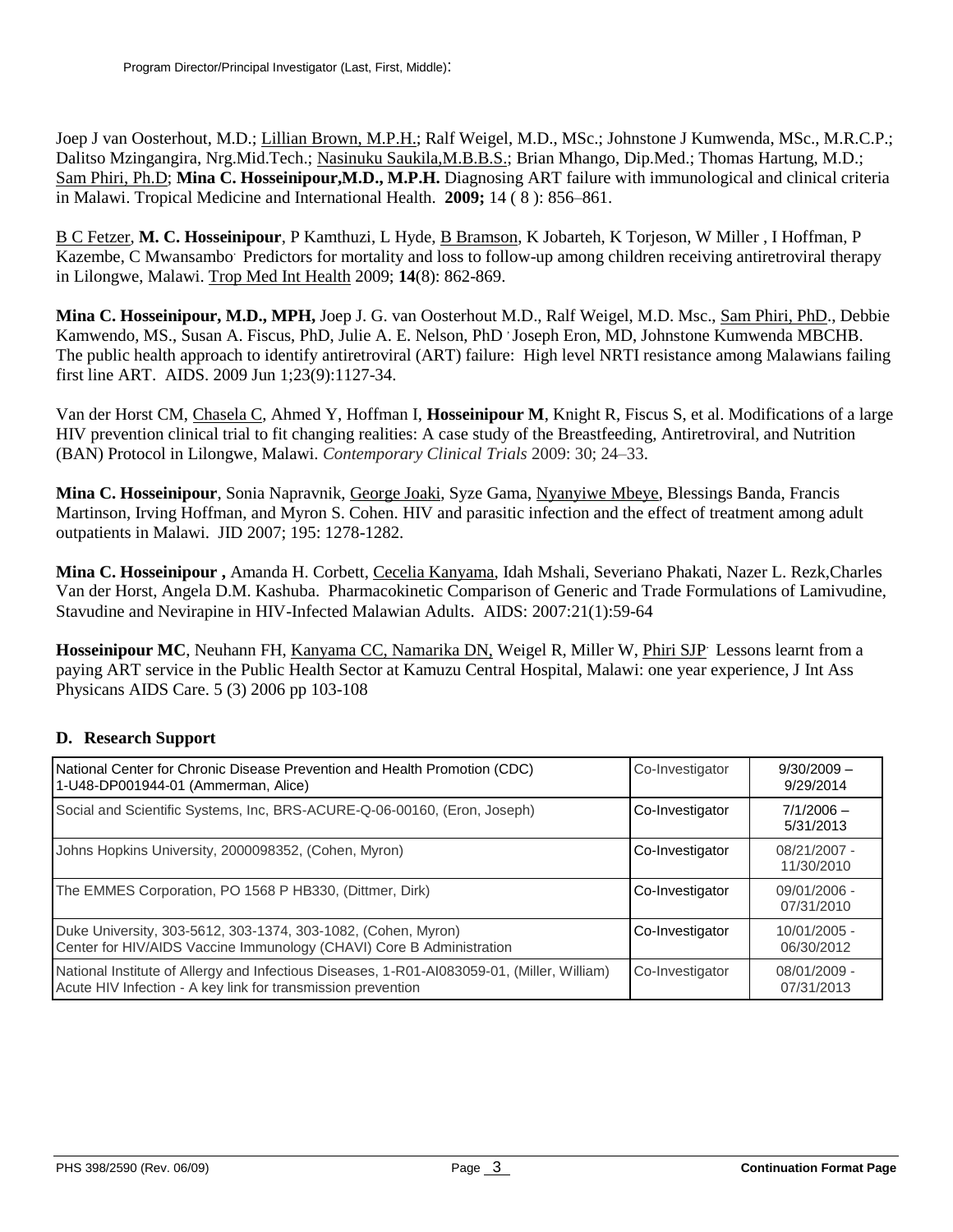Joep J van Oosterhout, M.D.; Lillian Brown, M.P.H.; Ralf Weigel, M.D., MSc.; Johnstone J Kumwenda, MSc., M.R.C.P.; Dalitso Mzingangira, Nrg.Mid.Tech.; Nasinuku Saukila,M.B.B.S.; Brian Mhango, Dip.Med.; Thomas Hartung, M.D.; Sam Phiri, Ph.D; **Mina C. Hosseinipour,M.D., M.P.H.** Diagnosing ART failure with immunological and clinical criteria in Malawi. Tropical Medicine and International Health. **2009;** 14 ( 8 ): 856–861.

B C Fetzer, **M. C. Hosseinipour**, P Kamthuzi, L Hyde, B Bramson, K Jobarteh, K Torjeson, W Miller , I Hoffman, P Kazembe, C Mwansambo. Predictors for mortality and loss to follow-up among children receiving antiretroviral therapy in Lilongwe, Malawi. Trop Med Int Health 2009; **14**(8): 862-869.

**Mina C. Hosseinipour, M.D., MPH,** Joep J. G. van Oosterhout M.D., Ralf Weigel, M.D. Msc., Sam Phiri, PhD., Debbie Kamwendo, MS., Susan A. Fiscus, PhD, Julie A. E. Nelson, PhD , Joseph Eron, MD, Johnstone Kumwenda MBCHB. The public health approach to identify antiretroviral (ART) failure: High level NRTI resistance among Malawians failing first line ART. AIDS. 2009 Jun 1;23(9):1127-34.

Van der Horst CM, Chasela C, Ahmed Y, Hoffman I, **Hosseinipour M**, Knight R, Fiscus S, et al. Modifications of a large HIV prevention clinical trial to fit changing realities: A case study of the Breastfeeding, Antiretroviral, and Nutrition (BAN) Protocol in Lilongwe, Malawi. *Contemporary Clinical Trials* 2009: 30; 24–33.

**Mina C. Hosseinipour**, Sonia Napravnik, George Joaki, Syze Gama, Nyanyiwe Mbeye, Blessings Banda, Francis Martinson, Irving Hoffman, and Myron S. Cohen. HIV and parasitic infection and the effect of treatment among adult outpatients in Malawi. JID 2007; 195: 1278-1282.

**Mina C. Hosseinipour ,** Amanda H. Corbett, Cecelia Kanyama, Idah Mshali, Severiano Phakati, Nazer L. Rezk,Charles Van der Horst, Angela D.M. Kashuba. Pharmacokinetic Comparison of Generic and Trade Formulations of Lamivudine, Stavudine and Nevirapine in HIV-Infected Malawian Adults. AIDS: 2007:21(1):59-64

**Hosseinipour MC**, Neuhann FH, Kanyama CC, Namarika DN, Weigel R, Miller W, Phiri SJP. Lessons learnt from a paying ART service in the Public Health Sector at Kamuzu Central Hospital, Malawi: one year experience, J Int Ass Physicans AIDS Care. 5 (3) 2006 pp 103-108

## D. Research Support

| | | |
|---|---|---|
| National Center for Chronic Disease Prevention and Health Promotion (CDC) 1-U48-DP001944-01 (Ammerman, Alice) | Co-Investigator | 9/30/2009 – 9/29/2014 |
| Social and Scientific Systems, Inc, BRS-ACURE-Q-06-00160, (Eron, Joseph) | Co-Investigator | 7/1/2006 – 5/31/2013 |
| Johns Hopkins University, 2000098352, (Cohen, Myron) | Co-Investigator | 08/21/2007 - 11/30/2010 |
| The EMMES Corporation, PO 1568 P HB330, (Dittmer, Dirk) | Co-Investigator | 09/01/2006 - 07/31/2010 |
| Duke University, 303-5612, 303-1374, 303-1082, (Cohen, Myron) Center for HIV/AIDS Vaccine Immunology (CHAVI) Core B Administration | Co-Investigator | 10/01/2005 - 06/30/2012 |
| National Institute of Allergy and Infectious Diseases, 1-R01-AI083059-01, (Miller, William) Acute HIV Infection - A key link for transmission prevention | Co-Investigator | 08/01/2009 - 07/31/2013 |